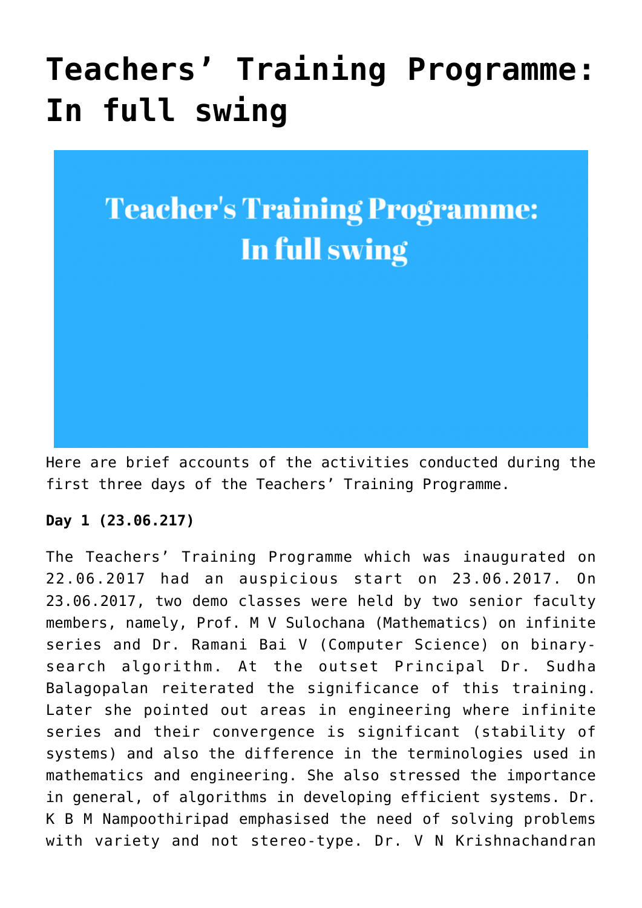# Teachers’ Training Programme: In full swing

Here are brief accounts of the activities conducted during the first three days of the Teachers’ Training Programme.

**Day 1 (23.06.217)**

The Teachers’ Training Programme which was inaugurated on 22.06.2017 had an auspicious start on 23.06.2017. On 23.06.2017, two demo classes were held by two senior faculty members, namely, Prof. M V Sulochana (Mathematics) on infinite series and Dr. Ramani Bai V (Computer Science) on binary-search algorithm. At the outset Principal Dr. Sudha Balagopalan reiterated the significance of this training. Later she pointed out areas in engineering where infinite series and their convergence is significant (stability of systems) and also the difference in the terminologies used in mathematics and engineering. She also stressed the importance in general, of algorithms in developing efficient systems. Dr. K B M Nampoothiripad emphasised the need of solving problems with variety and not stereo-type. Dr. V N Krishnachandran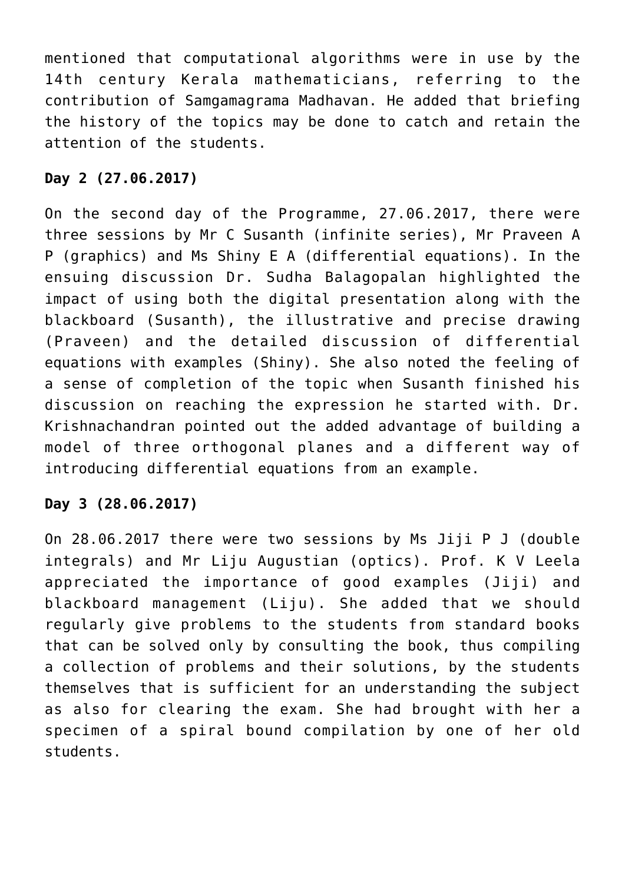mentioned that computational algorithms were in use by the 14th century Kerala mathematicians, referring to the contribution of Samgamagrama Madhavan. He added that briefing the history of the topics may be done to catch and retain the attention of the students.

**Day 2 (27.06.2017)**

On the second day of the Programme, 27.06.2017, there were three sessions by Mr C Susanth (infinite series), Mr Praveen A P (graphics) and Ms Shiny E A (differential equations). In the ensuing discussion Dr. Sudha Balagopalan highlighted the impact of using both the digital presentation along with the blackboard (Susanth), the illustrative and precise drawing (Praveen) and the detailed discussion of differential equations with examples (Shiny). She also noted the feeling of a sense of completion of the topic when Susanth finished his discussion on reaching the expression he started with. Dr. Krishnachandran pointed out the added advantage of building a model of three orthogonal planes and a different way of introducing differential equations from an example.

**Day 3 (28.06.2017)**

On 28.06.2017 there were two sessions by Ms Jiji P J (double integrals) and Mr Liju Augustian (optics). Prof. K V Leela appreciated the importance of good examples (Jiji) and blackboard management (Liju). She added that we should regularly give problems to the students from standard books that can be solved only by consulting the book, thus compiling a collection of problems and their solutions, by the students themselves that is sufficient for an understanding the subject as also for clearing the exam. She had brought with her a specimen of a spiral bound compilation by one of her old students.